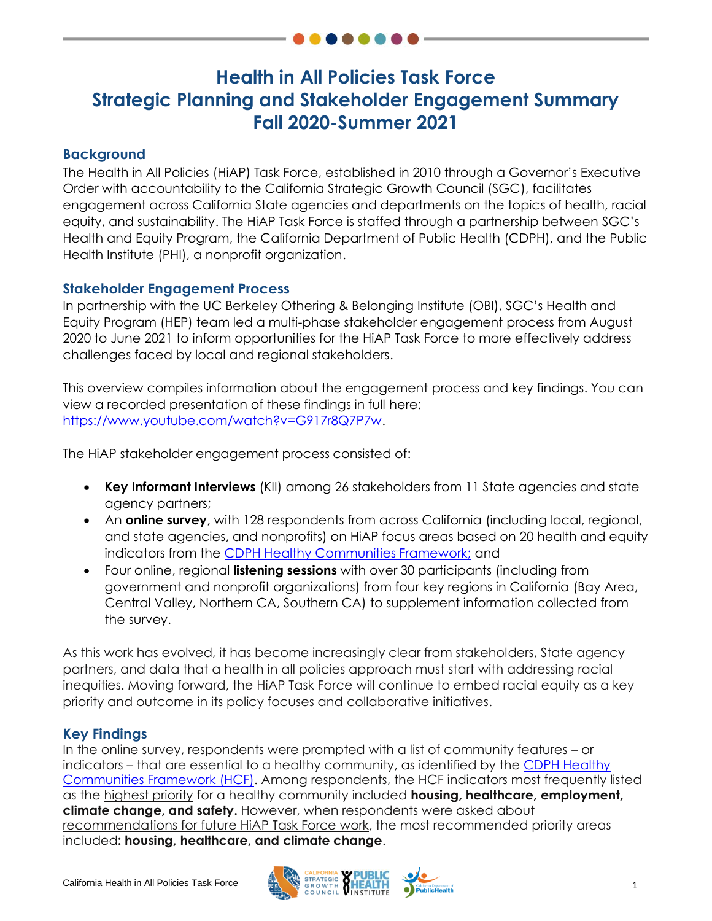# Health in All Policies Task Force
# Strategic Planning and Stakeholder Engagement Summary
# Fall 2020-Summer 2021

## Background

The Health in All Policies (HiAP) Task Force, established in 2010 through a Governor's Executive Order with accountability to the California Strategic Growth Council (SGC), facilitates engagement across California State agencies and departments on the topics of health, racial equity, and sustainability. The HiAP Task Force is staffed through a partnership between SGC's Health and Equity Program, the California Department of Public Health (CDPH), and the Public Health Institute (PHI), a nonprofit organization.

## Stakeholder Engagement Process

In partnership with the UC Berkeley Othering & Belonging Institute (OBI), SGC's Health and Equity Program (HEP) team led a multi-phase stakeholder engagement process from August 2020 to June 2021 to inform opportunities for the HiAP Task Force to more effectively address challenges faced by local and regional stakeholders.

This overview compiles information about the engagement process and key findings. You can view a recorded presentation of these findings in full here: https://www.youtube.com/watch?v=G917r8Q7P7w.

The HiAP stakeholder engagement process consisted of:

- **Key Informant Interviews** (KII) among 26 stakeholders from 11 State agencies and state agency partners;
- An **online survey**, with 128 respondents from across California (including local, regional, and state agencies, and nonprofits) on HiAP focus areas based on 20 health and equity indicators from the CDPH Healthy Communities Framework; and
- Four online, regional **listening sessions** with over 30 participants (including from government and nonprofit organizations) from four key regions in California (Bay Area, Central Valley, Northern CA, Southern CA) to supplement information collected from the survey.

As this work has evolved, it has become increasingly clear from stakeholders, State agency partners, and data that a health in all policies approach must start with addressing racial inequities. Moving forward, the HiAP Task Force will continue to embed racial equity as a key priority and outcome in its policy focuses and collaborative initiatives.

## Key Findings

In the online survey, respondents were prompted with a list of community features – or indicators – that are essential to a healthy community, as identified by the CDPH Healthy Communities Framework (HCF). Among respondents, the HCF indicators most frequently listed as the highest priority for a healthy community included **housing, employment, climate change, and safety.** However, when respondents were asked about recommendations for future HiAP Task Force work, the most recommended priority areas included**: housing, healthcare, and climate change**.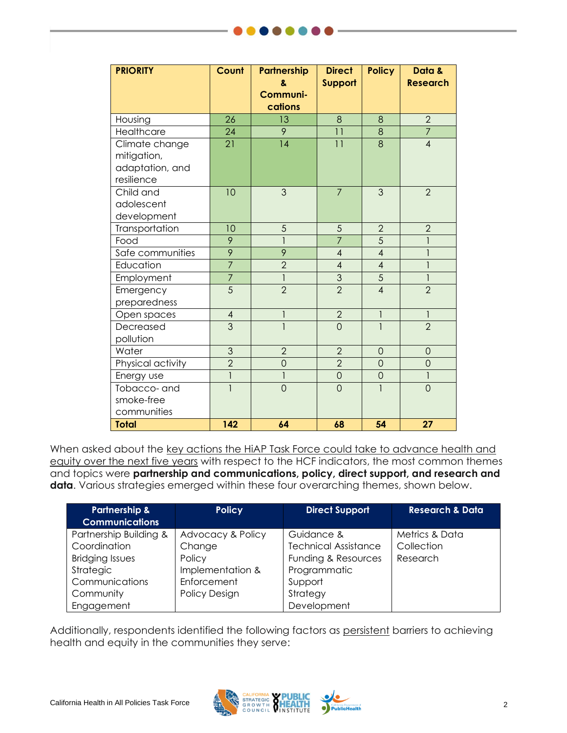| PRIORITY | Count | Partnership & Communi-cations | Direct Support | Policy | Data & Research |
|---|---|---|---|---|---|
| Housing | 26 | 13 | 8 | 8 | 2 |
| Healthcare | 24 | 9 | 11 | 8 | 7 |
| Climate change mitigation, adaptation, and resilience | 21 | 14 | 11 | 8 | 4 |
| Child and adolescent development | 10 | 3 | 7 | 3 | 2 |
| Transportation | 10 | 5 | 5 | 2 | 2 |
| Food | 9 | 1 | 7 | 5 | 1 |
| Safe communities | 9 | 9 | 4 | 4 | 1 |
| Education | 7 | 2 | 4 | 4 | 1 |
| Employment | 7 | 1 | 3 | 5 | 1 |
| Emergency preparedness | 5 | 2 | 2 | 4 | 2 |
| Open spaces | 4 | 1 | 2 | 1 | 1 |
| Decreased pollution | 3 | 1 | 0 | 1 | 2 |
| Water | 3 | 2 | 2 | 0 | 0 |
| Physical activity | 2 | 0 | 2 | 0 | 0 |
| Energy use | 1 | 1 | 0 | 0 | 1 |
| Tobacco- and smoke-free communities | 1 | 0 | 0 | 1 | 0 |
| **Total** | **142** | **64** | **68** | **54** | **27** |

When asked about the key actions the HiAP Task Force could take to advance health and equity over the next five years with respect to the HCF indicators, the most common themes and topics were **partnership and communications, policy, direct support, and research and data**. Various strategies emerged within these four overarching themes, shown below.

| Partnership & Communications | Policy | Direct Support | Research & Data |
|---|---|---|---|
| Partnership Building & Coordination<br>Bridging Issues<br>Strategic Communications<br>Community Engagement | Advocacy & Policy Change<br>Policy Implementation & Enforcement<br>Policy Design | Guidance & Technical Assistance<br>Funding & Resources<br>Programmatic Support<br>Strategy Development | Metrics & Data Collection<br>Research |

Additionally, respondents identified the following factors as persistent barriers to achieving health and equity in the communities they serve: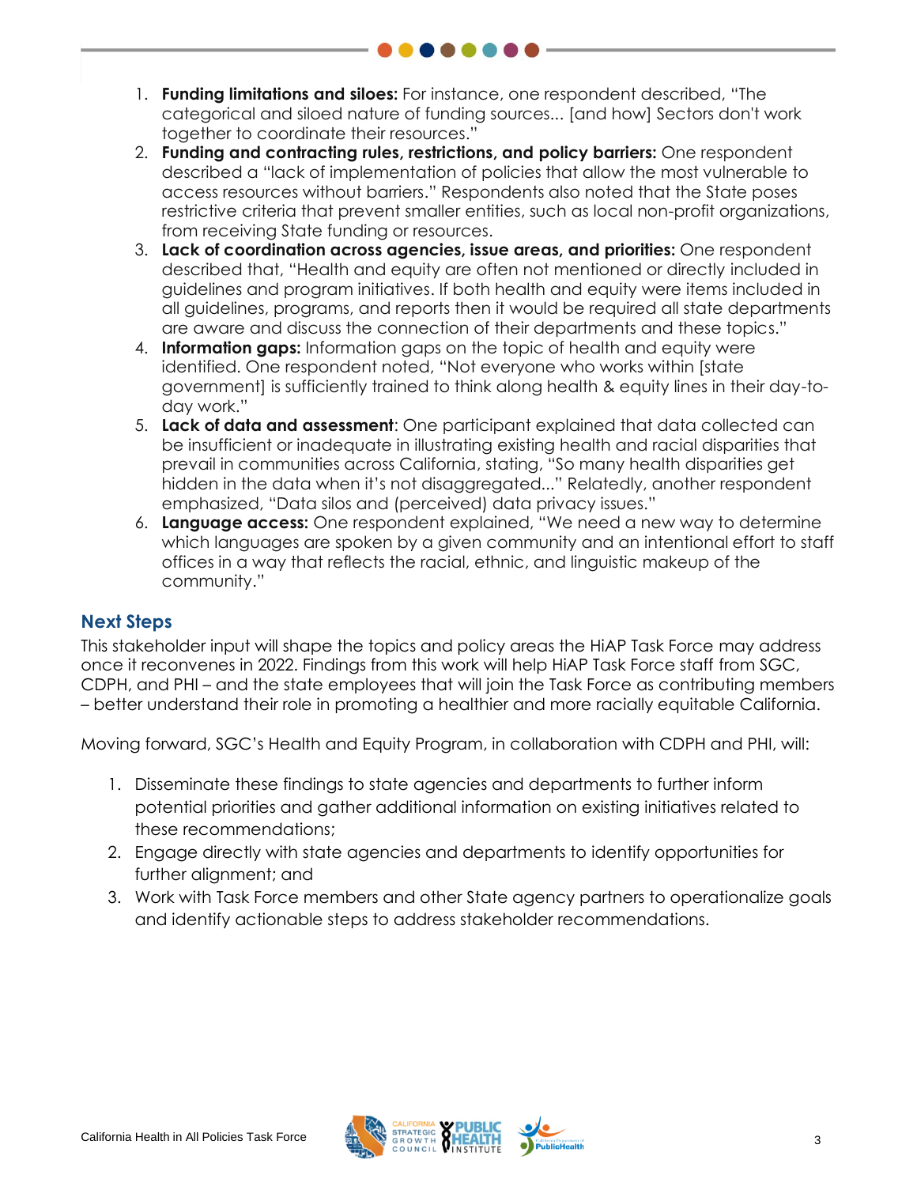1. **Funding limitations and siloes:** For instance, one respondent described, "The categorical and siloed nature of funding sources... [and how] Sectors don't work together to coordinate their resources."
2. **Funding and contracting rules, restrictions, and policy barriers:** One respondent described a "lack of implementation of policies that allow the most vulnerable to access resources without barriers." Respondents also noted that the State poses restrictive criteria that prevent smaller entities, such as local non-profit organizations, from receiving State funding or resources.
3. **Lack of coordination across agencies, issue areas, and priorities:** One respondent described that, "Health and equity are often not mentioned or directly included in guidelines and program initiatives. If both health and equity were items included in all guidelines, programs, and reports then it would be required all state departments are aware and discuss the connection of their departments and these topics."
4. **Information gaps:** Information gaps on the topic of health and equity were identified. One respondent noted, "Not everyone who works within [state government] is sufficiently trained to think along health & equity lines in their day-to-day work."
5. **Lack of data and assessment**: One participant explained that data collected can be insufficient or inadequate in illustrating existing health and racial disparities that prevail in communities across California, stating, "So many health disparities get hidden in the data when it's not disaggregated..." Relatedly, another respondent emphasized, "Data silos and (perceived) data privacy issues."
6. **Language access:** One respondent explained, "We need a new way to determine which languages are spoken by a given community and an intentional effort to staff offices in a way that reflects the racial, ethnic, and linguistic makeup of the community."

## Next Steps

This stakeholder input will shape the topics and policy areas the HiAP Task Force may address once it reconvenes in 2022. Findings from this work will help HiAP Task Force staff from SGC, CDPH, and PHI – and the state employees that will join the Task Force as contributing members – better understand their role in promoting a healthier and more racially equitable California.

Moving forward, SGC's Health and Equity Program, in collaboration with CDPH and PHI, will:

1. Disseminate these findings to state agencies and departments to further inform potential priorities and gather additional information on existing initiatives related to these recommendations;
2. Engage directly with state agencies and departments to identify opportunities for further alignment; and
3. Work with Task Force members and other State agency partners to operationalize goals and identify actionable steps to address stakeholder recommendations.